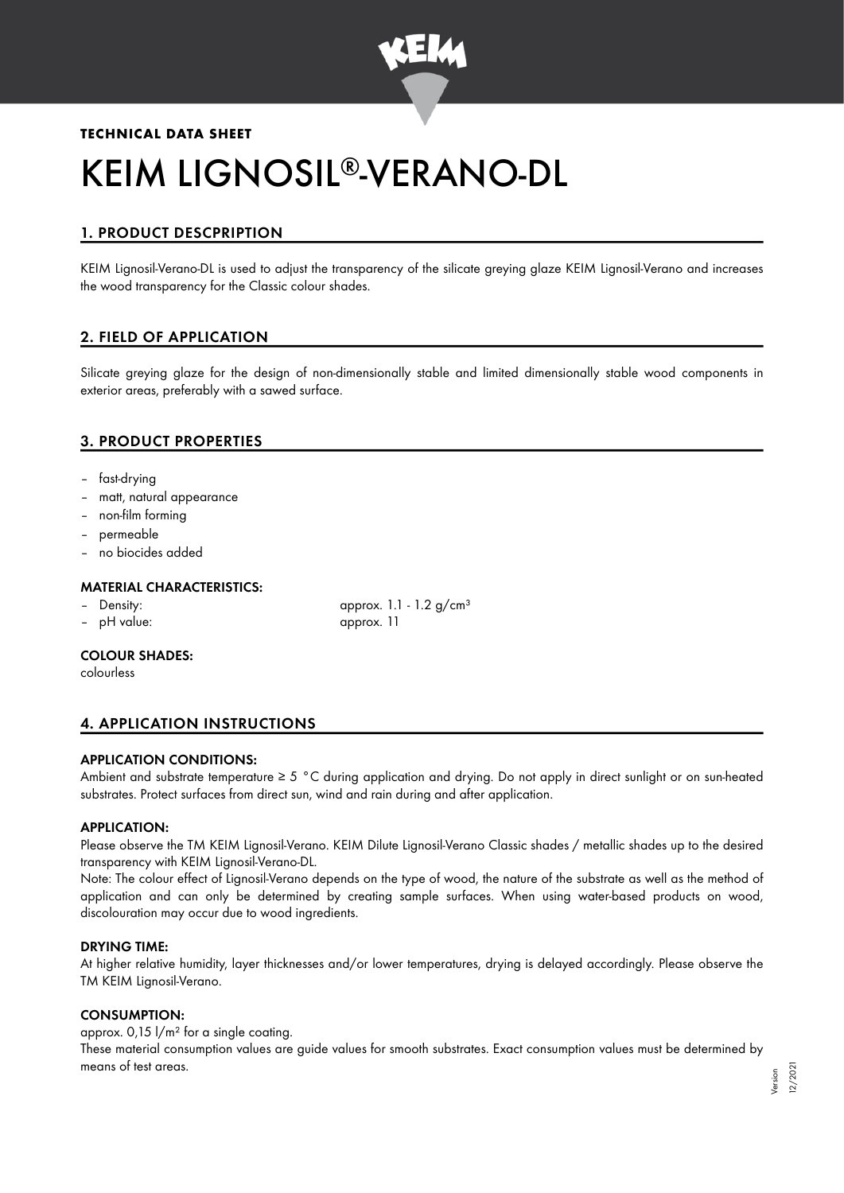**TECHNICAL DATA SHEET**

# KEIM LIGNOSIL®-VERANO-DL

## 1. PRODUCT DESCPRIPTION

KEIM Lignosil-Verano-DL is used to adjust the transparency of the silicate greying glaze KEIM Lignosil-Verano and increases the wood transparency for the Classic colour shades.

## 2. FIELD OF APPLICATION

Silicate greying glaze for the design of non-dimensionally stable and limited dimensionally stable wood components in exterior areas, preferably with a sawed surface.

## 3. PRODUCT PROPERTIES

- fast-drying
- matt, natural appearance
- non-film forming
- permeable
- no biocides added

### MATERIAL CHARACTERISTICS:

- Density: approx. 1.1 - 1.2 g/cm³
- pH value: approx. 11

### COLOUR SHADES:

colourless

## 4. APPLICATION INSTRUCTIONS

### APPLICATION CONDITIONS:

Ambient and substrate temperature ≥ 5 °C during application and drying. Do not apply in direct sunlight or on sun-heated substrates. Protect surfaces from direct sun, wind and rain during and after application.

### APPLICATION:

Please observe the TM KEIM Lignosil-Verano. KEIM Dilute Lignosil-Verano Classic shades / metallic shades up to the desired transparency with KEIM Lignosil-Verano-DL.

Note: The colour effect of Lignosil-Verano depends on the type of wood, the nature of the substrate as well as the method of application and can only be determined by creating sample surfaces. When using water-based products on wood, discolouration may occur due to wood ingredients.

### DRYING TIME:

At higher relative humidity, layer thicknesses and/or lower temperatures, drying is delayed accordingly. Please observe the TM KEIM Lignosil-Verano.

### CONSUMPTION:

approx. 0,15 l/m² for a single coating.

These material consumption values are guide values for smooth substrates. Exact consumption values must be determined by means of test areas.

Version 12/2021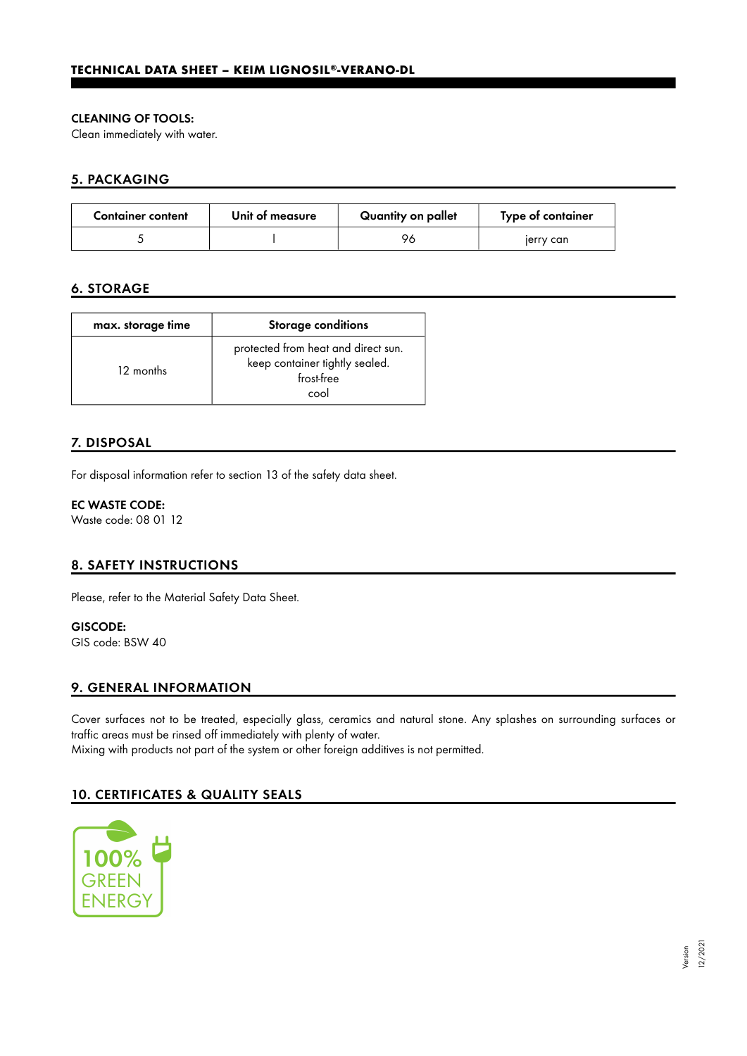**CLEANING OF TOOLS:**
Clean immediately with water.

## 5. PACKAGING

| Container content | Unit of measure | Quantity on pallet | Type of container |
|---|---|---|---|
| 5 | l | 96 | jerry can |

## 6. STORAGE

| max. storage time | Storage conditions |
|---|---|
| 12 months | protected from heat and direct sun.<br>keep container tightly sealed.<br>frost-free<br>cool |

## 7. DISPOSAL

For disposal information refer to section 13 of the safety data sheet.

**EC WASTE CODE:**
Waste code: 08 01 12

## 8. SAFETY INSTRUCTIONS

Please, refer to the Material Safety Data Sheet.

**GISCODE:**
GIS code: BSW 40

## 9. GENERAL INFORMATION

Cover surfaces not to be treated, especially glass, ceramics and natural stone. Any splashes on surrounding surfaces or traffic areas must be rinsed off immediately with plenty of water.
Mixing with products not part of the system or other foreign additives is not permitted.

## 10. CERTIFICATES & QUALITY SEALS

100% GREEN ENERGY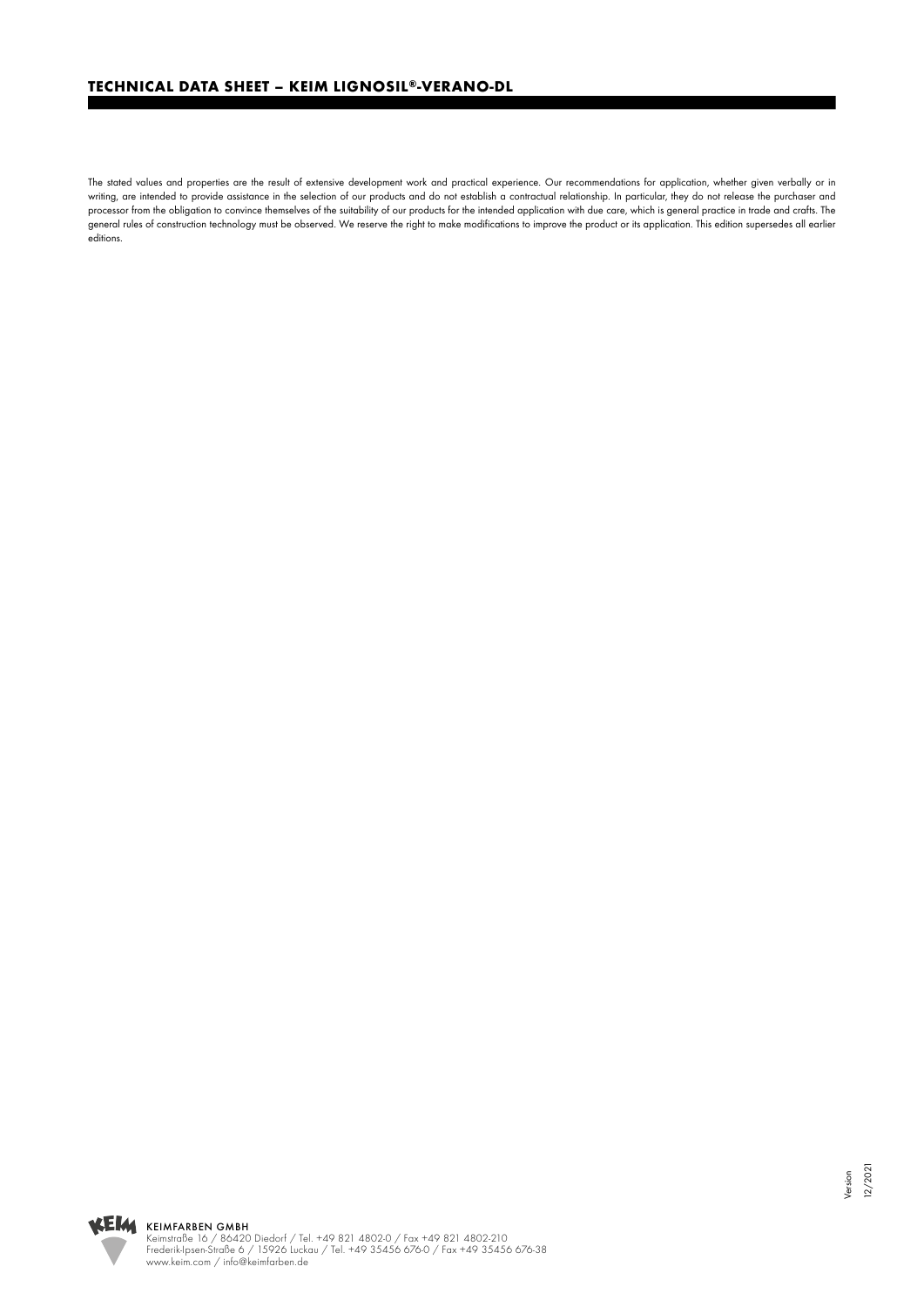The stated values and properties are the result of extensive development work and practical experience. Our recommendations for application, whether given verbally or in writing, are intended to provide assistance in the selection of our products and do not establish a contractual relationship. In particular, they do not release the purchaser and processor from the obligation to convince themselves of the suitability of our products for the intended application with due care, which is general practice in trade and crafts. The general rules of construction technology must be observed. We reserve the right to make modifications to improve the product or its application. This edition supersedes all earlier editions.